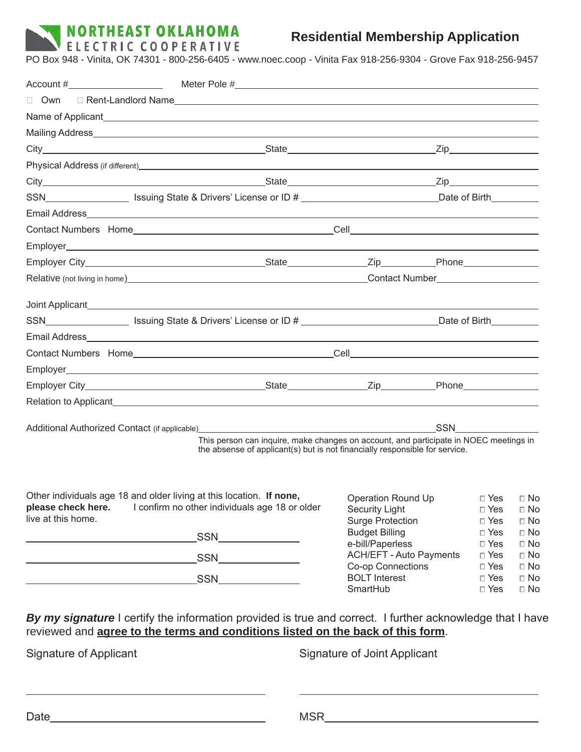# NORTHEAST OKLAHOMA ELECTRIC COOPERATIVE

## Residential Membership Application

PO Box 948 - Vinita, OK 74301 - 800-256-6405 - www.noec.coop - Vinita Fax 918-256-9304 - Grove Fax 918-256-9457

Account #__________________ Meter Pole #__________________

☐ Own ☐ Rent-Landlord Name__________________

Name of Applicant__________________

Mailing Address__________________

City__________________ State__________________ Zip__________________

Physical Address (if different)__________________

City__________________ State__________________ Zip__________________

SSN__________________ Issuing State & Drivers' License or ID # __________________ Date of Birth__________________

Email Address__________________

Contact Numbers Home__________________ Cell__________________

Employer__________________

Employer City__________________ State__________________ Zip__________________ Phone__________________

Relative (not living in home)__________________ Contact Number__________________

Joint Applicant__________________

SSN__________________ Issuing State & Drivers' License or ID # __________________ Date of Birth__________________

Email Address__________________

Contact Numbers Home__________________ Cell__________________

Employer__________________

Employer City__________________ State__________________ Zip__________________ Phone__________________

Relation to Applicant__________________

Additional Authorized Contact (if applicable)__________________ SSN__________________

This person can inquire, make changes on account, and participate in NOEC meetings in the absence of applicant(s) but is not financially responsible for service.

Other individuals age 18 and older living at this location. **If none, please check here.** I confirm no other individuals age 18 or older live at this home.

__________________ SSN__________________

__________________ SSN__________________

__________________ SSN__________________

| | | |
|---|---|---|
| Operation Round Up | ☐ Yes | ☐ No |
| Security Light | ☐ Yes | ☐ No |
| Surge Protection | ☐ Yes | ☐ No |
| Budget Billing | ☐ Yes | ☐ No |
| e-bill/Paperless | ☐ Yes | ☐ No |
| ACH/EFT - Auto Payments | ☐ Yes | ☐ No |
| Co-op Connections | ☐ Yes | ☐ No |
| BOLT Interest | ☐ Yes | ☐ No |
| SmartHub | ☐ Yes | ☐ No |

***By my signature*** I certify the information provided is true and correct. I further acknowledge that I have reviewed and **agree to the terms and conditions listed on the back of this form**.

Signature of Applicant __________________ Signature of Joint Applicant __________________

Date__________________ MSR__________________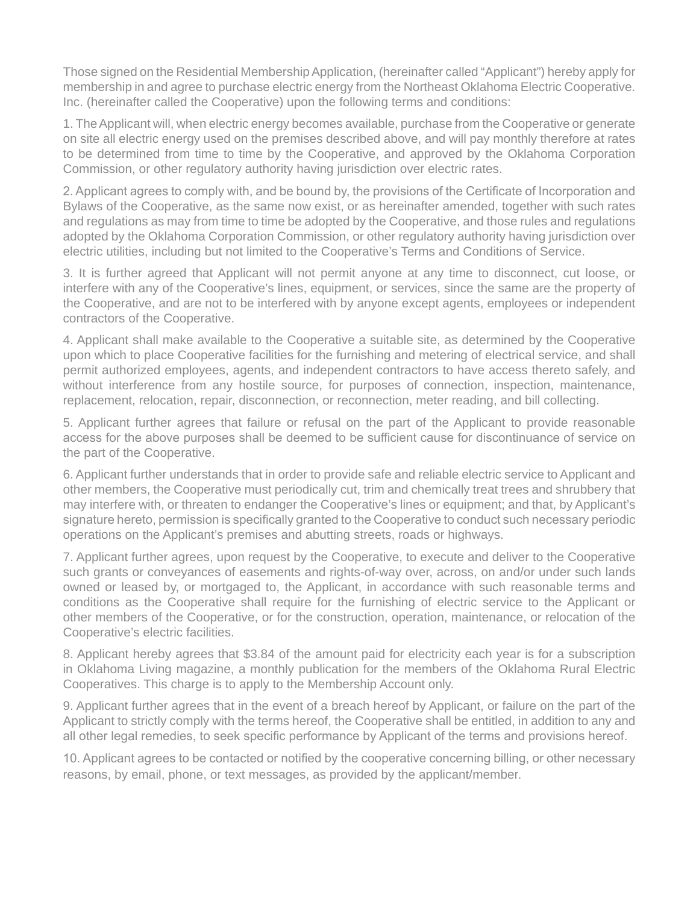Those signed on the Residential Membership Application, (hereinafter called "Applicant") hereby apply for membership in and agree to purchase electric energy from the Northeast Oklahoma Electric Cooperative. Inc. (hereinafter called the Cooperative) upon the following terms and conditions:

1. The Applicant will, when electric energy becomes available, purchase from the Cooperative or generate on site all electric energy used on the premises described above, and will pay monthly therefore at rates to be determined from time to time by the Cooperative, and approved by the Oklahoma Corporation Commission, or other regulatory authority having jurisdiction over electric rates.

2. Applicant agrees to comply with, and be bound by, the provisions of the Certificate of Incorporation and Bylaws of the Cooperative, as the same now exist, or as hereinafter amended, together with such rates and regulations as may from time to time be adopted by the Cooperative, and those rules and regulations adopted by the Oklahoma Corporation Commission, or other regulatory authority having jurisdiction over electric utilities, including but not limited to the Cooperative's Terms and Conditions of Service.

3. It is further agreed that Applicant will not permit anyone at any time to disconnect, cut loose, or interfere with any of the Cooperative's lines, equipment, or services, since the same are the property of the Cooperative, and are not to be interfered with by anyone except agents, employees or independent contractors of the Cooperative.

4. Applicant shall make available to the Cooperative a suitable site, as determined by the Cooperative upon which to place Cooperative facilities for the furnishing and metering of electrical service, and shall permit authorized employees, agents, and independent contractors to have access thereto safely, and without interference from any hostile source, for purposes of connection, inspection, maintenance, replacement, relocation, repair, disconnection, or reconnection, meter reading, and bill collecting.

5. Applicant further agrees that failure or refusal on the part of the Applicant to provide reasonable access for the above purposes shall be deemed to be sufficient cause for discontinuance of service on the part of the Cooperative.

6. Applicant further understands that in order to provide safe and reliable electric service to Applicant and other members, the Cooperative must periodically cut, trim and chemically treat trees and shrubbery that may interfere with, or threaten to endanger the Cooperative's lines or equipment; and that, by Applicant's signature hereto, permission is specifically granted to the Cooperative to conduct such necessary periodic operations on the Applicant's premises and abutting streets, roads or highways.

7. Applicant further agrees, upon request by the Cooperative, to execute and deliver to the Cooperative such grants or conveyances of easements and rights-of-way over, across, on and/or under such lands owned or leased by, or mortgaged to, the Applicant, in accordance with such reasonable terms and conditions as the Cooperative shall require for the furnishing of electric service to the Applicant or other members of the Cooperative, or for the construction, operation, maintenance, or relocation of the Cooperative's electric facilities.

8. Applicant hereby agrees that $3.84 of the amount paid for electricity each year is for a subscription in Oklahoma Living magazine, a monthly publication for the members of the Oklahoma Rural Electric Cooperatives. This charge is to apply to the Membership Account only.

9. Applicant further agrees that in the event of a breach hereof by Applicant, or failure on the part of the Applicant to strictly comply with the terms hereof, the Cooperative shall be entitled, in addition to any and all other legal remedies, to seek specific performance by Applicant of the terms and provisions hereof.

10. Applicant agrees to be contacted or notified by the cooperative concerning billing, or other necessary reasons, by email, phone, or text messages, as provided by the applicant/member.